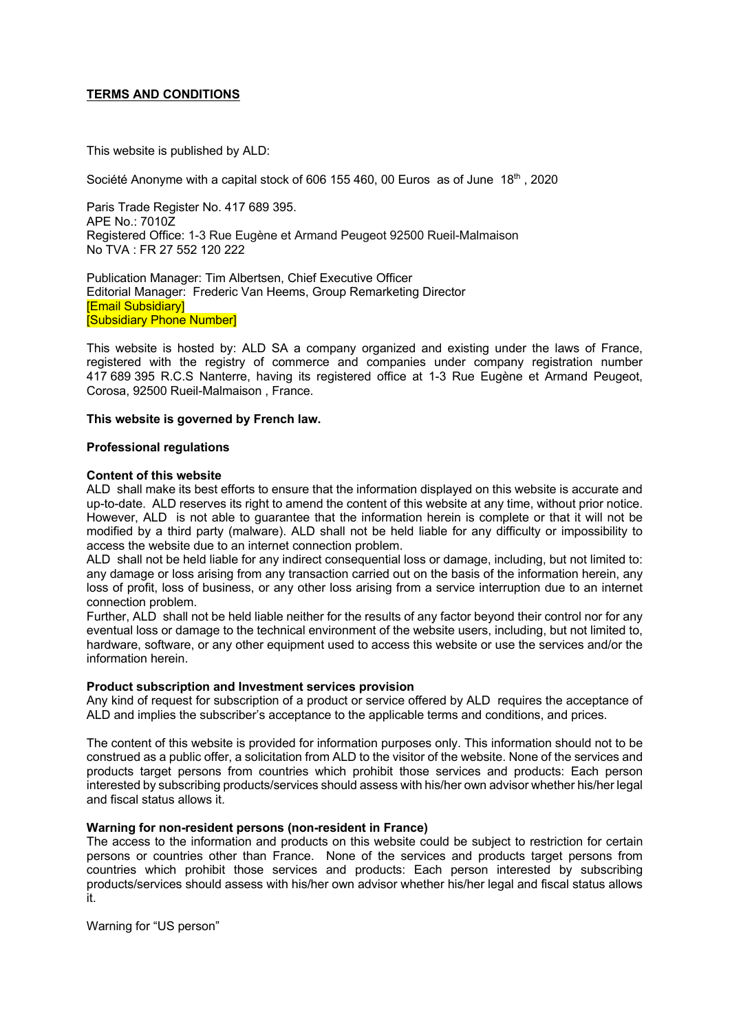**TERMS AND CONDITIONS**

This website is published by ALD:

Société Anonyme with a capital stock of 606 155 460, 00 Euros as of June 18th , 2020

Paris Trade Register No. 417 689 395.
APE No.: 7010Z
Registered Office: 1-3 Rue Eugène et Armand Peugeot 92500 Rueil-Malmaison
No TVA : FR 27 552 120 222

Publication Manager: Tim Albertsen, Chief Executive Officer
Editorial Manager: Frederic Van Heems, Group Remarketing Director
[Email Subsidiary]
[Subsidiary Phone Number]

This website is hosted by: ALD SA a company organized and existing under the laws of France, registered with the registry of commerce and companies under company registration number 417 689 395 R.C.S Nanterre, having its registered office at 1-3 Rue Eugène et Armand Peugeot, Corosa, 92500 Rueil-Malmaison , France.

**This website is governed by French law.**

**Professional regulations**

**Content of this website**
ALD shall make its best efforts to ensure that the information displayed on this website is accurate and up-to-date. ALD reserves its right to amend the content of this website at any time, without prior notice. However, ALD is not able to guarantee that the information herein is complete or that it will not be modified by a third party (malware). ALD shall not be held liable for any difficulty or impossibility to access the website due to an internet connection problem.
ALD shall not be held liable for any indirect consequential loss or damage, including, but not limited to: any damage or loss arising from any transaction carried out on the basis of the information herein, any loss of profit, loss of business, or any other loss arising from a service interruption due to an internet connection problem.
Further, ALD shall not be held liable neither for the results of any factor beyond their control nor for any eventual loss or damage to the technical environment of the website users, including, but not limited to, hardware, software, or any other equipment used to access this website or use the services and/or the information herein.

**Product subscription and Investment services provision**
Any kind of request for subscription of a product or service offered by ALD requires the acceptance of ALD and implies the subscriber's acceptance to the applicable terms and conditions, and prices.

The content of this website is provided for information purposes only. This information should not to be construed as a public offer, a solicitation from ALD to the visitor of the website. None of the services and products target persons from countries which prohibit those services and products: Each person interested by subscribing products/services should assess with his/her own advisor whether his/her legal and fiscal status allows it.

**Warning for non-resident persons (non-resident in France)**
The access to the information and products on this website could be subject to restriction for certain persons or countries other than France. None of the services and products target persons from countries which prohibit those services and products: Each person interested by subscribing products/services should assess with his/her own advisor whether his/her legal and fiscal status allows it.

Warning for "US person"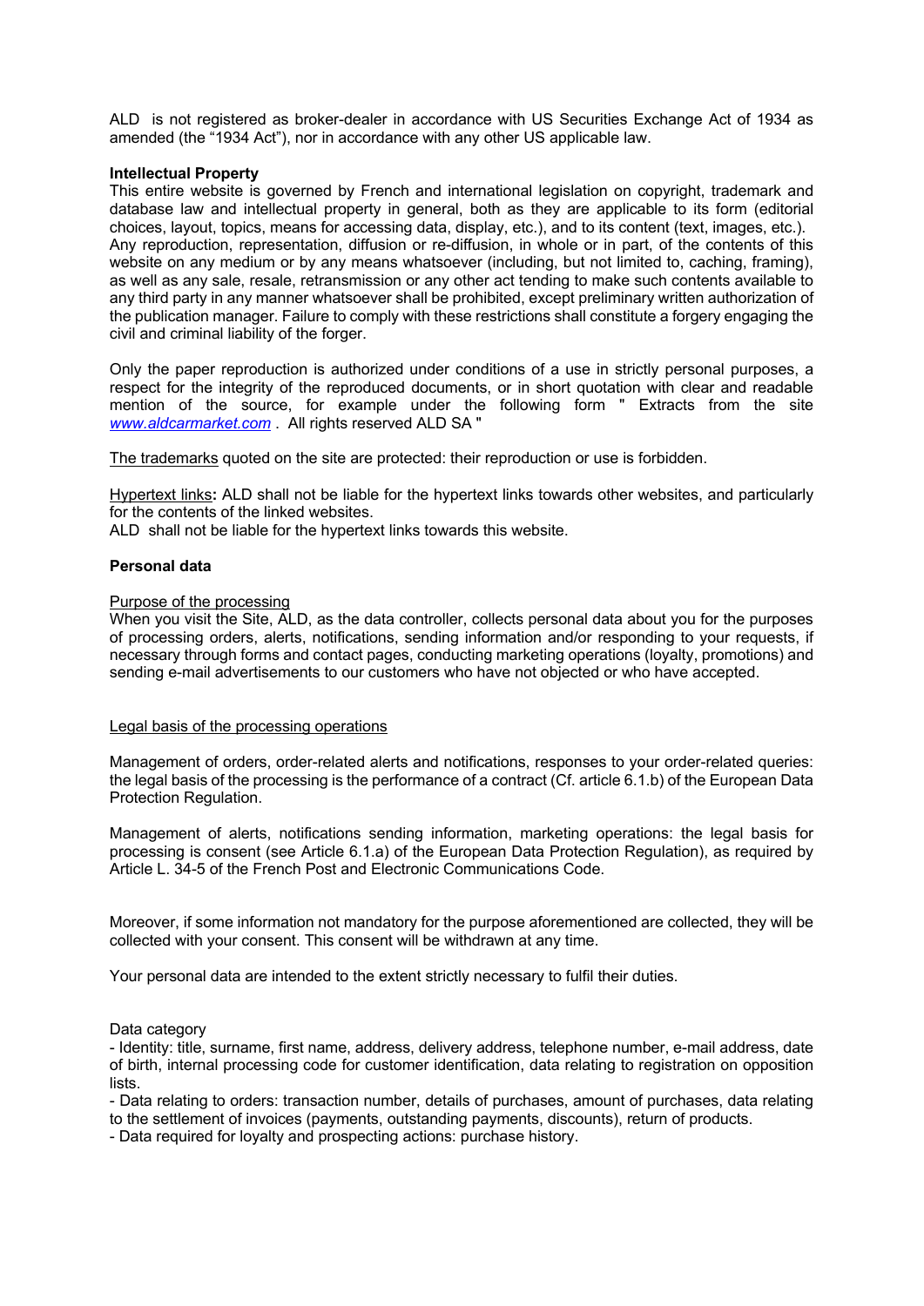ALD is not registered as broker-dealer in accordance with US Securities Exchange Act of 1934 as amended (the "1934 Act"), nor in accordance with any other US applicable law.

**Intellectual Property**

This entire website is governed by French and international legislation on copyright, trademark and database law and intellectual property in general, both as they are applicable to its form (editorial choices, layout, topics, means for accessing data, display, etc.), and to its content (text, images, etc.). Any reproduction, representation, diffusion or re-diffusion, in whole or in part, of the contents of this website on any medium or by any means whatsoever (including, but not limited to, caching, framing), as well as any sale, resale, retransmission or any other act tending to make such contents available to any third party in any manner whatsoever shall be prohibited, except preliminary written authorization of the publication manager. Failure to comply with these restrictions shall constitute a forgery engaging the civil and criminal liability of the forger.

Only the paper reproduction is authorized under conditions of a use in strictly personal purposes, a respect for the integrity of the reproduced documents, or in short quotation with clear and readable mention of the source, for example under the following form " Extracts from the site *www.aldcarmarket.com* . All rights reserved ALD SA "

The trademarks quoted on the site are protected: their reproduction or use is forbidden.

Hypertext links**:** ALD shall not be liable for the hypertext links towards other websites, and particularly for the contents of the linked websites.
ALD shall not be liable for the hypertext links towards this website.

**Personal data**

Purpose of the processing

When you visit the Site, ALD, as the data controller, collects personal data about you for the purposes of processing orders, alerts, notifications, sending information and/or responding to your requests, if necessary through forms and contact pages, conducting marketing operations (loyalty, promotions) and sending e-mail advertisements to our customers who have not objected or who have accepted.

Legal basis of the processing operations

Management of orders, order-related alerts and notifications, responses to your order-related queries: the legal basis of the processing is the performance of a contract (Cf. article 6.1.b) of the European Data Protection Regulation.

Management of alerts, notifications sending information, marketing operations: the legal basis for processing is consent (see Article 6.1.a) of the European Data Protection Regulation), as required by Article L. 34-5 of the French Post and Electronic Communications Code.

Moreover, if some information not mandatory for the purpose aforementioned are collected, they will be collected with your consent. This consent will be withdrawn at any time.

Your personal data are intended to the extent strictly necessary to fulfil their duties.

Data category

- Identity: title, surname, first name, address, delivery address, telephone number, e-mail address, date of birth, internal processing code for customer identification, data relating to registration on opposition lists.
- Data relating to orders: transaction number, details of purchases, amount of purchases, data relating to the settlement of invoices (payments, outstanding payments, discounts), return of products.
- Data required for loyalty and prospecting actions: purchase history.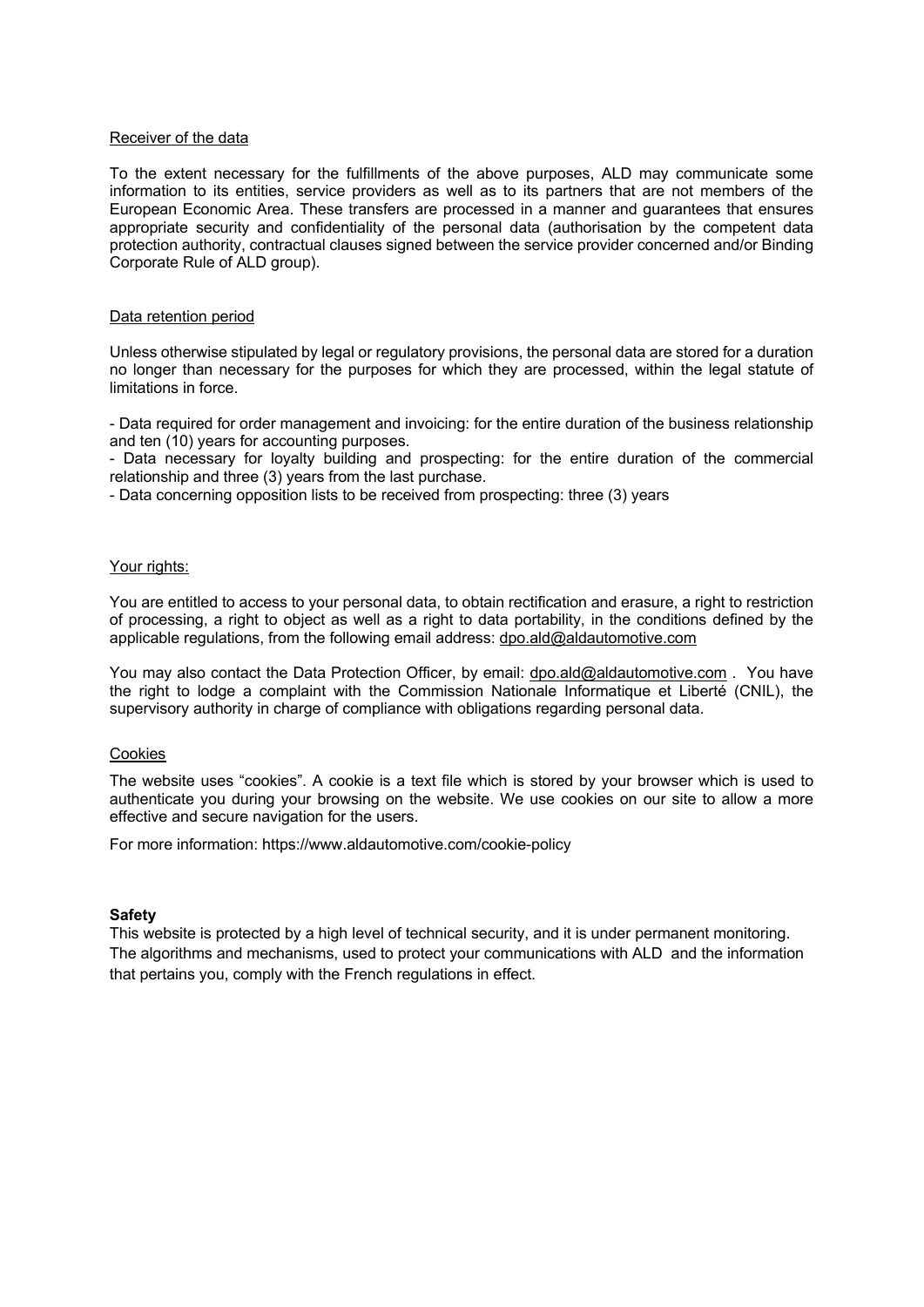## Receiver of the data

To the extent necessary for the fulfillments of the above purposes, ALD may communicate some information to its entities, service providers as well as to its partners that are not members of the European Economic Area. These transfers are processed in a manner and guarantees that ensures appropriate security and confidentiality of the personal data (authorisation by the competent data protection authority, contractual clauses signed between the service provider concerned and/or Binding Corporate Rule of ALD group).

## Data retention period

Unless otherwise stipulated by legal or regulatory provisions, the personal data are stored for a duration no longer than necessary for the purposes for which they are processed, within the legal statute of limitations in force.

- Data required for order management and invoicing: for the entire duration of the business relationship and ten (10) years for accounting purposes.
- Data necessary for loyalty building and prospecting: for the entire duration of the commercial relationship and three (3) years from the last purchase.
- Data concerning opposition lists to be received from prospecting: three (3) years

## Your rights:

You are entitled to access to your personal data, to obtain rectification and erasure, a right to restriction of processing, a right to object as well as a right to data portability, in the conditions defined by the applicable regulations, from the following email address: dpo.ald@aldautomotive.com

You may also contact the Data Protection Officer, by email: dpo.ald@aldautomotive.com . You have the right to lodge a complaint with the Commission Nationale Informatique et Liberté (CNIL), the supervisory authority in charge of compliance with obligations regarding personal data.

## Cookies

The website uses “cookies”. A cookie is a text file which is stored by your browser which is used to authenticate you during your browsing on the website. We use cookies on our site to allow a more effective and secure navigation for the users.

For more information: https://www.aldautomotive.com/cookie-policy

**Safety**

This website is protected by a high level of technical security, and it is under permanent monitoring. The algorithms and mechanisms, used to protect your communications with ALD and the information that pertains you, comply with the French regulations in effect.